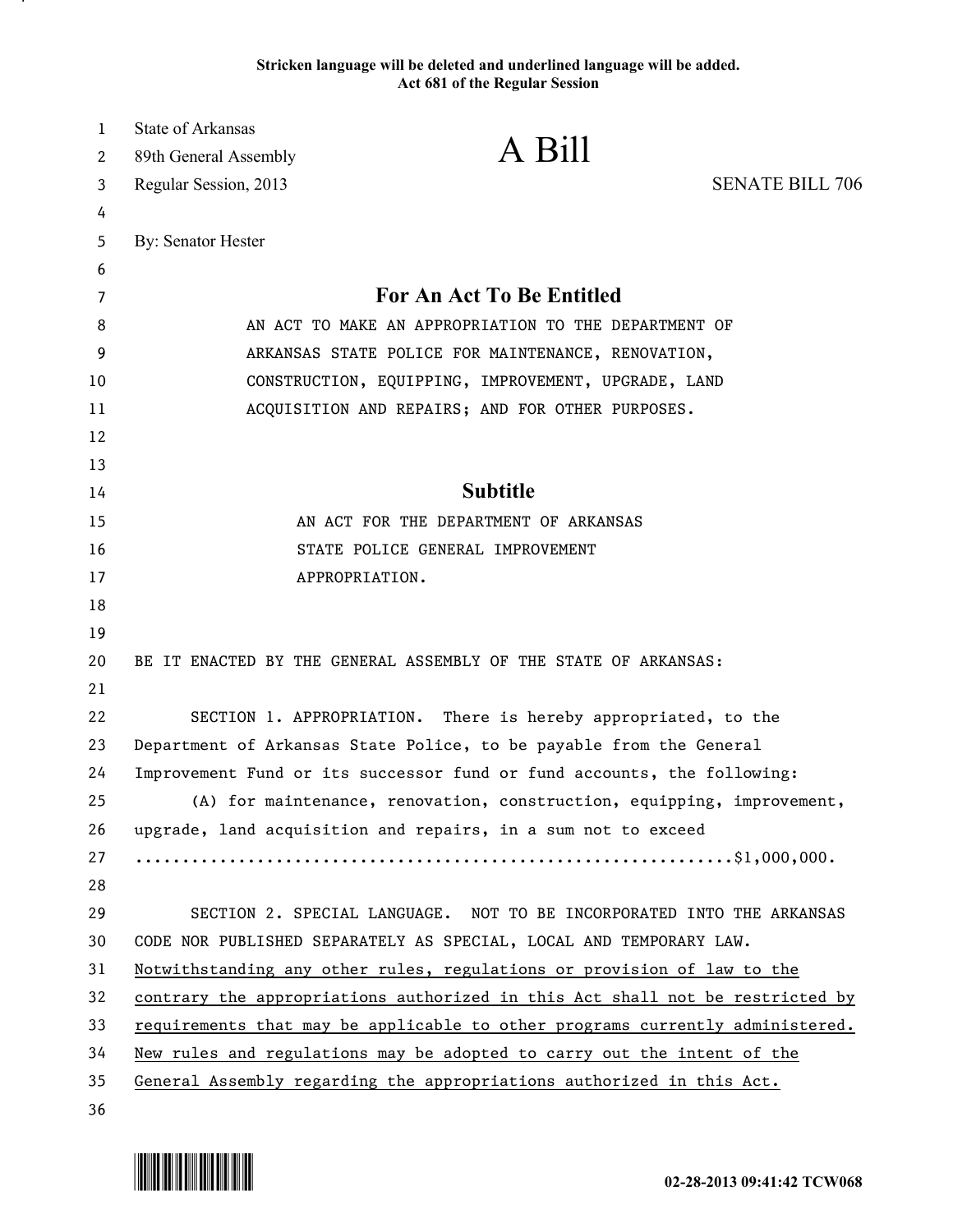**Stricken language will be deleted and underlined language will be added.**
**Act 681 of the Regular Session**

State of Arkansas
89th General Assembly
Regular Session, 2013

# A Bill

SENATE BILL 706

By: Senator Hester

## For An Act To Be Entitled

AN ACT TO MAKE AN APPROPRIATION TO THE DEPARTMENT OF ARKANSAS STATE POLICE FOR MAINTENANCE, RENOVATION, CONSTRUCTION, EQUIPPING, IMPROVEMENT, UPGRADE, LAND ACQUISITION AND REPAIRS; AND FOR OTHER PURPOSES.

## Subtitle

AN ACT FOR THE DEPARTMENT OF ARKANSAS STATE POLICE GENERAL IMPROVEMENT APPROPRIATION.

BE IT ENACTED BY THE GENERAL ASSEMBLY OF THE STATE OF ARKANSAS:

SECTION 1. APPROPRIATION. There is hereby appropriated, to the Department of Arkansas State Police, to be payable from the General Improvement Fund or its successor fund or fund accounts, the following:

(A) for maintenance, renovation, construction, equipping, improvement, upgrade, land acquisition and repairs, in a sum not to exceed ..............................................................$1,000,000.

SECTION 2. SPECIAL LANGUAGE. NOT TO BE INCORPORATED INTO THE ARKANSAS CODE NOR PUBLISHED SEPARATELY AS SPECIAL, LOCAL AND TEMPORARY LAW. <u>Notwithstanding any other rules, regulations or provision of law to the contrary the appropriations authorized in this Act shall not be restricted by requirements that may be applicable to other programs currently administered. New rules and regulations may be adopted to carry out the intent of the General Assembly regarding the appropriations authorized in this Act.</u>

02-28-2013 09:41:42 TCW068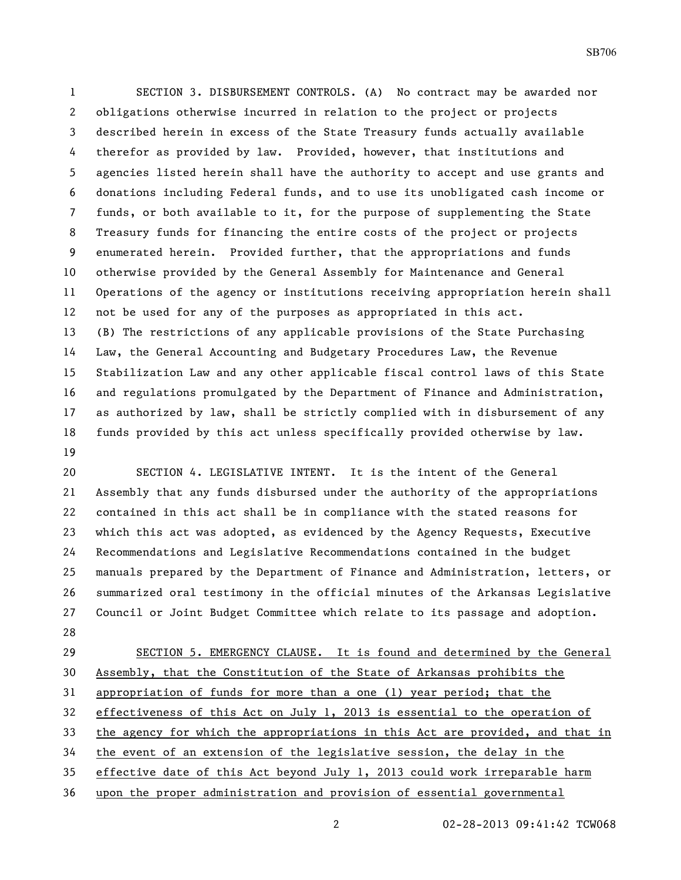SECTION 3. DISBURSEMENT CONTROLS. (A) No contract may be awarded nor obligations otherwise incurred in relation to the project or projects described herein in excess of the State Treasury funds actually available therefor as provided by law. Provided, however, that institutions and agencies listed herein shall have the authority to accept and use grants and donations including Federal funds, and to use its unobligated cash income or funds, or both available to it, for the purpose of supplementing the State Treasury funds for financing the entire costs of the project or projects enumerated herein. Provided further, that the appropriations and funds otherwise provided by the General Assembly for Maintenance and General Operations of the agency or institutions receiving appropriation herein shall not be used for any of the purposes as appropriated in this act.

(B) The restrictions of any applicable provisions of the State Purchasing Law, the General Accounting and Budgetary Procedures Law, the Revenue Stabilization Law and any other applicable fiscal control laws of this State and regulations promulgated by the Department of Finance and Administration, as authorized by law, shall be strictly complied with in disbursement of any funds provided by this act unless specifically provided otherwise by law.

SECTION 4. LEGISLATIVE INTENT. It is the intent of the General Assembly that any funds disbursed under the authority of the appropriations contained in this act shall be in compliance with the stated reasons for which this act was adopted, as evidenced by the Agency Requests, Executive Recommendations and Legislative Recommendations contained in the budget manuals prepared by the Department of Finance and Administration, letters, or summarized oral testimony in the official minutes of the Arkansas Legislative Council or Joint Budget Committee which relate to its passage and adoption.

SECTION 5. EMERGENCY CLAUSE. It is found and determined by the General Assembly, that the Constitution of the State of Arkansas prohibits the appropriation of funds for more than a one (1) year period; that the effectiveness of this Act on July 1, 2013 is essential to the operation of the agency for which the appropriations in this Act are provided, and that in the event of an extension of the legislative session, the delay in the effective date of this Act beyond July 1, 2013 could work irreparable harm upon the proper administration and provision of essential governmental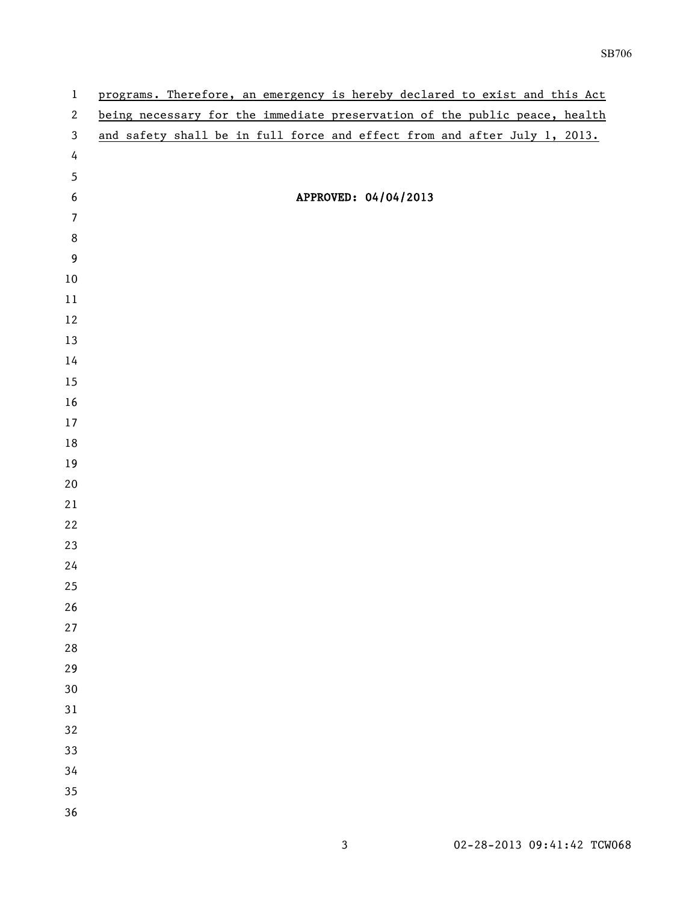programs. Therefore, an emergency is hereby declared to exist and this Act being necessary for the immediate preservation of the public peace, health and safety shall be in full force and effect from and after July 1, 2013.

**APPROVED: 04/04/2013**